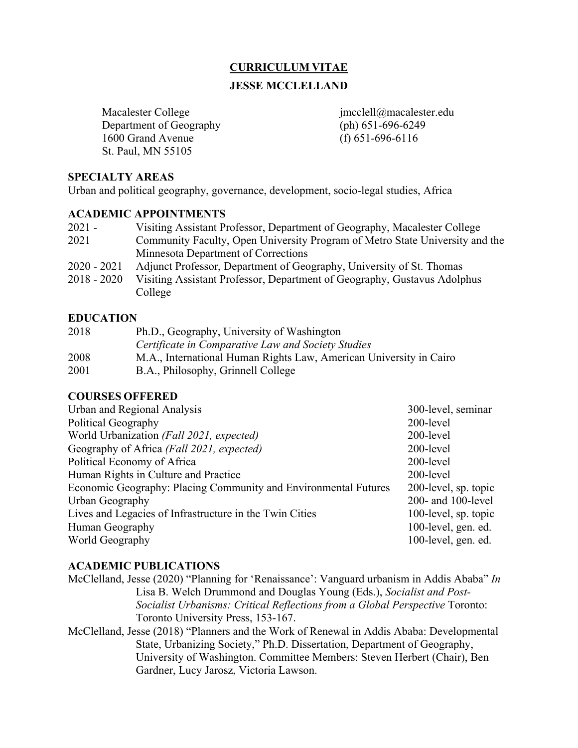# CURRICULUM VITAE

## JESSE MCCLELLAND

Macalester College
Department of Geography
1600 Grand Avenue
St. Paul, MN 55105

jmcclell@macalester.edu
(ph) 651-696-6249
(f) 651-696-6116

### SPECIALTY AREAS

Urban and political geography, governance, development, socio-legal studies, Africa

### ACADEMIC APPOINTMENTS

| | |
|---|---|
| 2021 - | Visiting Assistant Professor, Department of Geography, Macalester College |
| 2021 | Community Faculty, Open University Program of Metro State University and the Minnesota Department of Corrections |
| 2020 - 2021 | Adjunct Professor, Department of Geography, University of St. Thomas |
| 2018 - 2020 | Visiting Assistant Professor, Department of Geography, Gustavus Adolphus College |

### EDUCATION

| | |
|---|---|
| 2018 | Ph.D., Geography, University of Washington<br>*Certificate in Comparative Law and Society Studies* |
| 2008 | M.A., International Human Rights Law, American University in Cairo |
| 2001 | B.A., Philosophy, Grinnell College |

### COURSES OFFERED

| | |
|---|---|
| Urban and Regional Analysis | 300-level, seminar |
| Political Geography | 200-level |
| World Urbanization *(Fall 2021, expected)* | 200-level |
| Geography of Africa *(Fall 2021, expected)* | 200-level |
| Political Economy of Africa | 200-level |
| Human Rights in Culture and Practice | 200-level |
| Economic Geography: Placing Community and Environmental Futures | 200-level, sp. topic |
| Urban Geography | 200- and 100-level |
| Lives and Legacies of Infrastructure in the Twin Cities | 100-level, sp. topic |
| Human Geography | 100-level, gen. ed. |
| World Geography | 100-level, gen. ed. |

### ACADEMIC PUBLICATIONS

McClelland, Jesse (2020) "Planning for 'Renaissance': Vanguard urbanism in Addis Ababa" *In* Lisa B. Welch Drummond and Douglas Young (Eds.), *Socialist and Post-Socialist Urbanisms: Critical Reflections from a Global Perspective* Toronto: Toronto University Press, 153-167.

McClelland, Jesse (2018) "Planners and the Work of Renewal in Addis Ababa: Developmental State, Urbanizing Society," Ph.D. Dissertation, Department of Geography, University of Washington. Committee Members: Steven Herbert (Chair), Ben Gardner, Lucy Jarosz, Victoria Lawson.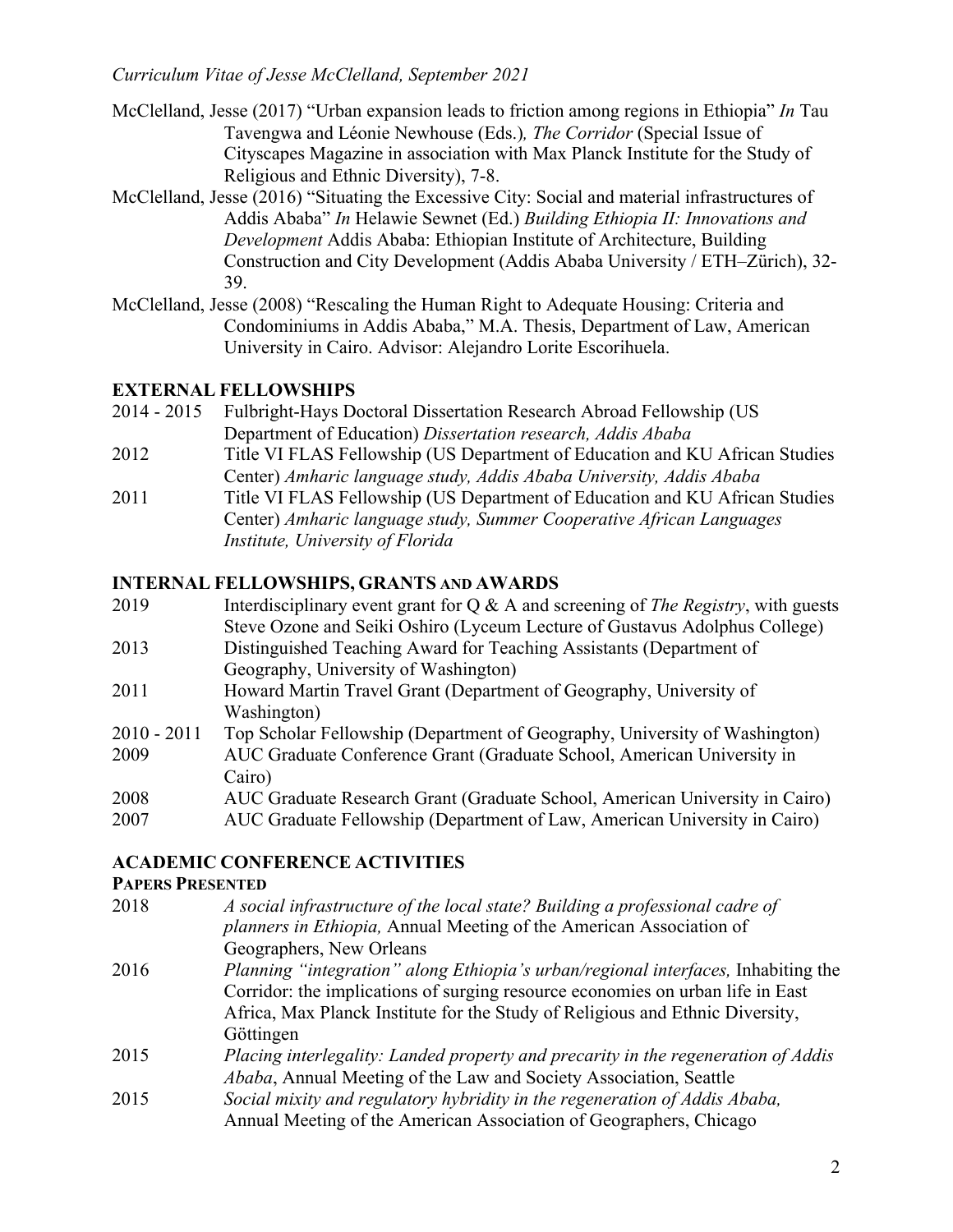McClelland, Jesse (2017) "Urban expansion leads to friction among regions in Ethiopia" *In* Tau Tavengwa and Léonie Newhouse (Eds.)*, The Corridor* (Special Issue of Cityscapes Magazine in association with Max Planck Institute for the Study of Religious and Ethnic Diversity), 7-8.

McClelland, Jesse (2016) "Situating the Excessive City: Social and material infrastructures of Addis Ababa" *In* Helawie Sewnet (Ed.) *Building Ethiopia II: Innovations and Development* Addis Ababa: Ethiopian Institute of Architecture, Building Construction and City Development (Addis Ababa University / ETH–Zürich), 32-39.

McClelland, Jesse (2008) "Rescaling the Human Right to Adequate Housing: Criteria and Condominiums in Addis Ababa," M.A. Thesis, Department of Law, American University in Cairo. Advisor: Alejandro Lorite Escorihuela.

## EXTERNAL FELLOWSHIPS

2014 - 2015 Fulbright-Hays Doctoral Dissertation Research Abroad Fellowship (US Department of Education) *Dissertation research, Addis Ababa*

2012 Title VI FLAS Fellowship (US Department of Education and KU African Studies Center) *Amharic language study, Addis Ababa University, Addis Ababa*

2011 Title VI FLAS Fellowship (US Department of Education and KU African Studies Center) *Amharic language study, Summer Cooperative African Languages Institute, University of Florida*

## INTERNAL FELLOWSHIPS, GRANTS AND AWARDS

2019 Interdisciplinary event grant for Q & A and screening of *The Registry*, with guests Steve Ozone and Seiki Oshiro (Lyceum Lecture of Gustavus Adolphus College)

2013 Distinguished Teaching Award for Teaching Assistants (Department of Geography, University of Washington)

2011 Howard Martin Travel Grant (Department of Geography, University of Washington)

2010 - 2011 Top Scholar Fellowship (Department of Geography, University of Washington)

2009 AUC Graduate Conference Grant (Graduate School, American University in Cairo)

2008 AUC Graduate Research Grant (Graduate School, American University in Cairo)

2007 AUC Graduate Fellowship (Department of Law, American University in Cairo)

## ACADEMIC CONFERENCE ACTIVITIES

### PAPERS PRESENTED

2018 *A social infrastructure of the local state? Building a professional cadre of planners in Ethiopia,* Annual Meeting of the American Association of Geographers, New Orleans

2016 *Planning "integration" along Ethiopia's urban/regional interfaces,* Inhabiting the Corridor: the implications of surging resource economies on urban life in East Africa, Max Planck Institute for the Study of Religious and Ethnic Diversity, Göttingen

2015 *Placing interlegality: Landed property and precarity in the regeneration of Addis Ababa*, Annual Meeting of the Law and Society Association, Seattle

2015 *Social mixity and regulatory hybridity in the regeneration of Addis Ababa,* Annual Meeting of the American Association of Geographers, Chicago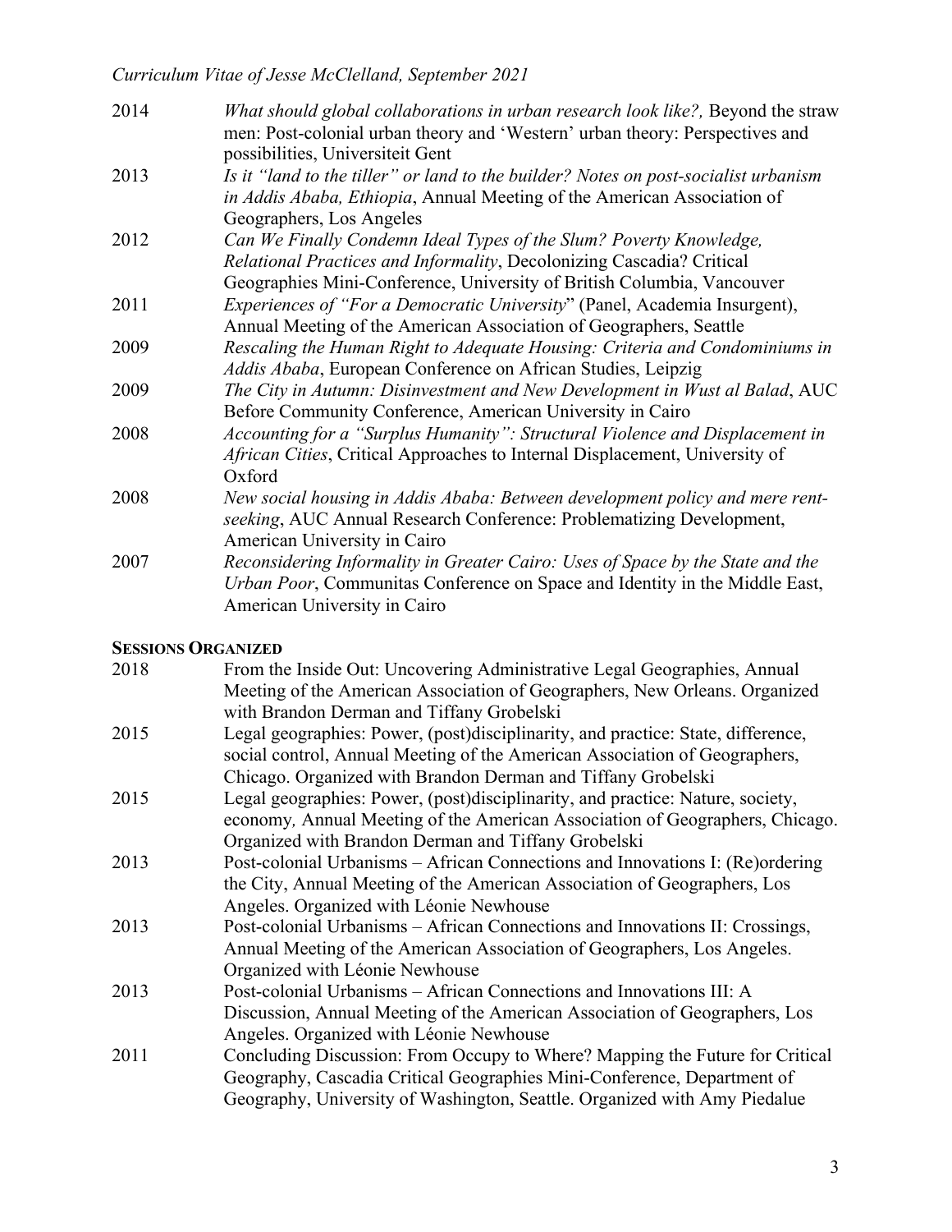2014 *What should global collaborations in urban research look like?,* Beyond the straw men: Post-colonial urban theory and 'Western' urban theory: Perspectives and possibilities, Universiteit Gent

2013 *Is it "land to the tiller" or land to the builder? Notes on post-socialist urbanism in Addis Ababa, Ethiopia*, Annual Meeting of the American Association of Geographers, Los Angeles

2012 *Can We Finally Condemn Ideal Types of the Slum? Poverty Knowledge, Relational Practices and Informality*, Decolonizing Cascadia? Critical Geographies Mini-Conference, University of British Columbia, Vancouver

2011 *Experiences of "For a Democratic University*" (Panel, Academia Insurgent), Annual Meeting of the American Association of Geographers, Seattle

2009 *Rescaling the Human Right to Adequate Housing: Criteria and Condominiums in Addis Ababa*, European Conference on African Studies, Leipzig

2009 *The City in Autumn: Disinvestment and New Development in Wust al Balad*, AUC Before Community Conference, American University in Cairo

2008 *Accounting for a "Surplus Humanity": Structural Violence and Displacement in African Cities*, Critical Approaches to Internal Displacement, University of Oxford

2008 *New social housing in Addis Ababa: Between development policy and mere rent-seeking*, AUC Annual Research Conference: Problematizing Development, American University in Cairo

2007 *Reconsidering Informality in Greater Cairo: Uses of Space by the State and the Urban Poor*, Communitas Conference on Space and Identity in the Middle East, American University in Cairo

## SESSIONS ORGANIZED

2018 From the Inside Out: Uncovering Administrative Legal Geographies, Annual Meeting of the American Association of Geographers, New Orleans. Organized with Brandon Derman and Tiffany Grobelski

2015 Legal geographies: Power, (post)disciplinarity, and practice: State, difference, social control, Annual Meeting of the American Association of Geographers, Chicago. Organized with Brandon Derman and Tiffany Grobelski

2015 Legal geographies: Power, (post)disciplinarity, and practice: Nature, society, economy, Annual Meeting of the American Association of Geographers, Chicago. Organized with Brandon Derman and Tiffany Grobelski

2013 Post-colonial Urbanisms – African Connections and Innovations I: (Re)ordering the City, Annual Meeting of the American Association of Geographers, Los Angeles. Organized with Léonie Newhouse

2013 Post-colonial Urbanisms – African Connections and Innovations II: Crossings, Annual Meeting of the American Association of Geographers, Los Angeles. Organized with Léonie Newhouse

2013 Post-colonial Urbanisms – African Connections and Innovations III: A Discussion, Annual Meeting of the American Association of Geographers, Los Angeles. Organized with Léonie Newhouse

2011 Concluding Discussion: From Occupy to Where? Mapping the Future for Critical Geography, Cascadia Critical Geographies Mini-Conference, Department of Geography, University of Washington, Seattle. Organized with Amy Piedalue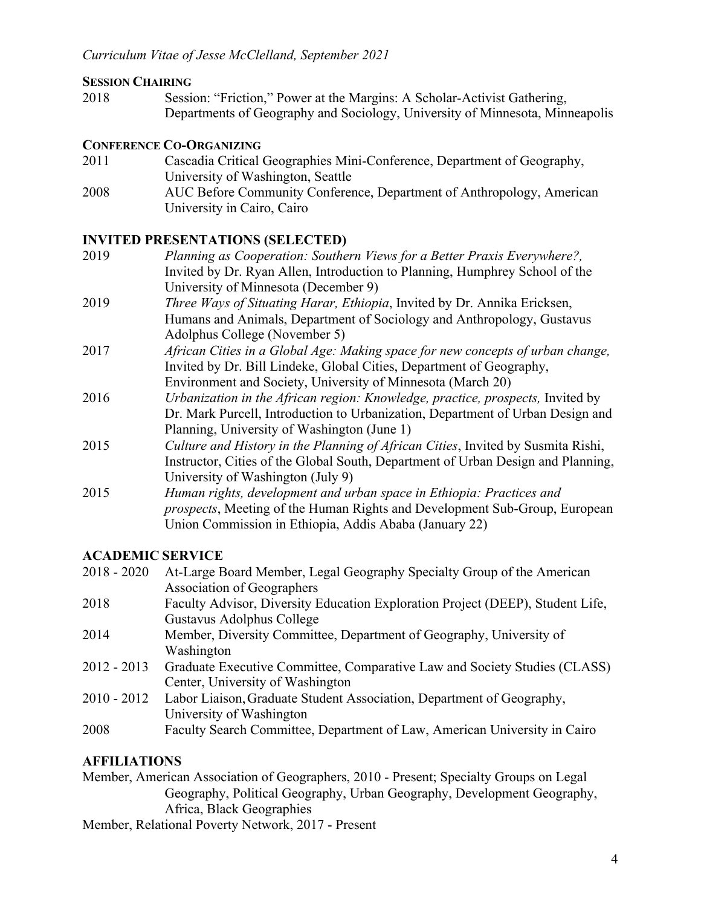## SESSION CHAIRING

2018 Session: "Friction," Power at the Margins: A Scholar-Activist Gathering, Departments of Geography and Sociology, University of Minnesota, Minneapolis

## CONFERENCE CO-ORGANIZING

2011 Cascadia Critical Geographies Mini-Conference, Department of Geography, University of Washington, Seattle

2008 AUC Before Community Conference, Department of Anthropology, American University in Cairo, Cairo

## INVITED PRESENTATIONS (SELECTED)

2019 *Planning as Cooperation: Southern Views for a Better Praxis Everywhere?,* Invited by Dr. Ryan Allen, Introduction to Planning, Humphrey School of the University of Minnesota (December 9)

2019 *Three Ways of Situating Harar, Ethiopia*, Invited by Dr. Annika Ericksen, Humans and Animals, Department of Sociology and Anthropology, Gustavus Adolphus College (November 5)

2017 *African Cities in a Global Age: Making space for new concepts of urban change,* Invited by Dr. Bill Lindeke, Global Cities, Department of Geography, Environment and Society, University of Minnesota (March 20)

2016 *Urbanization in the African region: Knowledge, practice, prospects,* Invited by Dr. Mark Purcell, Introduction to Urbanization, Department of Urban Design and Planning, University of Washington (June 1)

2015 *Culture and History in the Planning of African Cities*, Invited by Susmita Rishi, Instructor, Cities of the Global South, Department of Urban Design and Planning, University of Washington (July 9)

2015 *Human rights, development and urban space in Ethiopia: Practices and prospects*, Meeting of the Human Rights and Development Sub-Group, European Union Commission in Ethiopia, Addis Ababa (January 22)

## ACADEMIC SERVICE

2018 - 2020 At-Large Board Member, Legal Geography Specialty Group of the American Association of Geographers

2018 Faculty Advisor, Diversity Education Exploration Project (DEEP), Student Life, Gustavus Adolphus College

2014 Member, Diversity Committee, Department of Geography, University of Washington

2012 - 2013 Graduate Executive Committee, Comparative Law and Society Studies (CLASS) Center, University of Washington

2010 - 2012 Labor Liaison, Graduate Student Association, Department of Geography, University of Washington

2008 Faculty Search Committee, Department of Law, American University in Cairo

## AFFILIATIONS

Member, American Association of Geographers, 2010 - Present; Specialty Groups on Legal Geography, Political Geography, Urban Geography, Development Geography, Africa, Black Geographies

Member, Relational Poverty Network, 2017 - Present